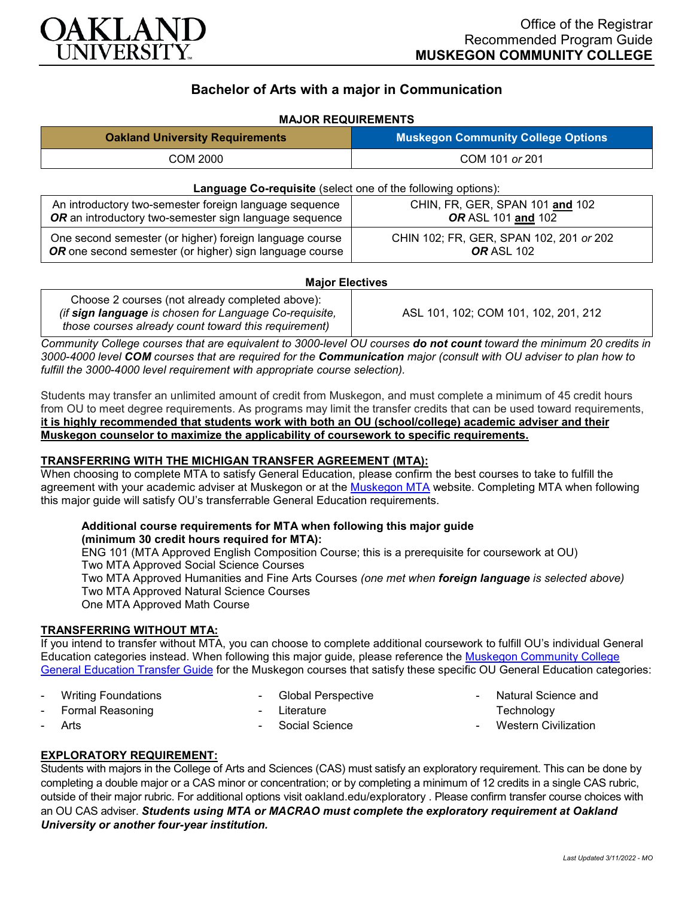Office of the Registrar
Recommended Program Guide
**MUSKEGON COMMUNITY COLLEGE**

# Bachelor of Arts with a major in Communication

### MAJOR REQUIREMENTS

| Oakland University Requirements | Muskegon Community College Options |
|---|---|
| COM 2000 | COM 101 *or* 201 |

**Language Co-requisite** (select one of the following options):

| | |
|---|---|
| An introductory two-semester foreign language sequence ***OR*** an introductory two-semester sign language sequence | CHIN, FR, GER, SPAN 101 **and** 102 ***OR*** ASL 101 **and** 102 |
| One second semester (or higher) foreign language course ***OR*** one second semester (or higher) sign language course | CHIN 102; FR, GER, SPAN 102, 201 *or* 202 ***OR*** ASL 102 |

**Major Electives**

| | |
|---|---|
| Choose 2 courses (not already completed above): *(if **sign language** is chosen for Language Co-requisite, those courses already count toward this requirement)* | ASL 101, 102; COM 101, 102, 201, 212 |

*Community College courses that are equivalent to 3000-level OU courses **do not count** toward the minimum 20 credits in 3000-4000 level **COM** courses that are required for the **Communication** major (consult with OU adviser to plan how to fulfill the 3000-4000 level requirement with appropriate course selection).*

Students may transfer an unlimited amount of credit from Muskegon, and must complete a minimum of 45 credit hours from OU to meet degree requirements. As programs may limit the transfer credits that can be used toward requirements, **it is highly recommended that students work with both an OU (school/college) academic adviser and their Muskegon counselor to maximize the applicability of coursework to specific requirements.**

### TRANSFERRING WITH THE MICHIGAN TRANSFER AGREEMENT (MTA):

When choosing to complete MTA to satisfy General Education, please confirm the best courses to take to fulfill the agreement with your academic adviser at Muskegon or at the Muskegon MTA website. Completing MTA when following this major guide will satisfy OU's transferrable General Education requirements.

**Additional course requirements for MTA when following this major guide (minimum 30 credit hours required for MTA):**

ENG 101 (MTA Approved English Composition Course; this is a prerequisite for coursework at OU)
Two MTA Approved Social Science Courses
Two MTA Approved Humanities and Fine Arts Courses *(one met when **foreign language** is selected above)*
Two MTA Approved Natural Science Courses
One MTA Approved Math Course

### TRANSFERRING WITHOUT MTA:

If you intend to transfer without MTA, you can choose to complete additional coursework to fulfill OU's individual General Education categories instead. When following this major guide, please reference the Muskegon Community College General Education Transfer Guide for the Muskegon courses that satisfy these specific OU General Education categories:

- Writing Foundations
- Formal Reasoning
- Arts
- Global Perspective
- Literature
- Social Science
- Natural Science and Technology
- Western Civilization

### EXPLORATORY REQUIREMENT:

Students with majors in the College of Arts and Sciences (CAS) must satisfy an exploratory requirement. This can be done by completing a double major or a CAS minor or concentration; or by completing a minimum of 12 credits in a single CAS rubric, outside of their major rubric. For additional options visit oakland.edu/exploratory . Please confirm transfer course choices with an OU CAS adviser. ***Students using MTA or MACRAO must complete the exploratory requirement at Oakland University or another four-year institution.***

*Last Updated 3/11/2022 - MO*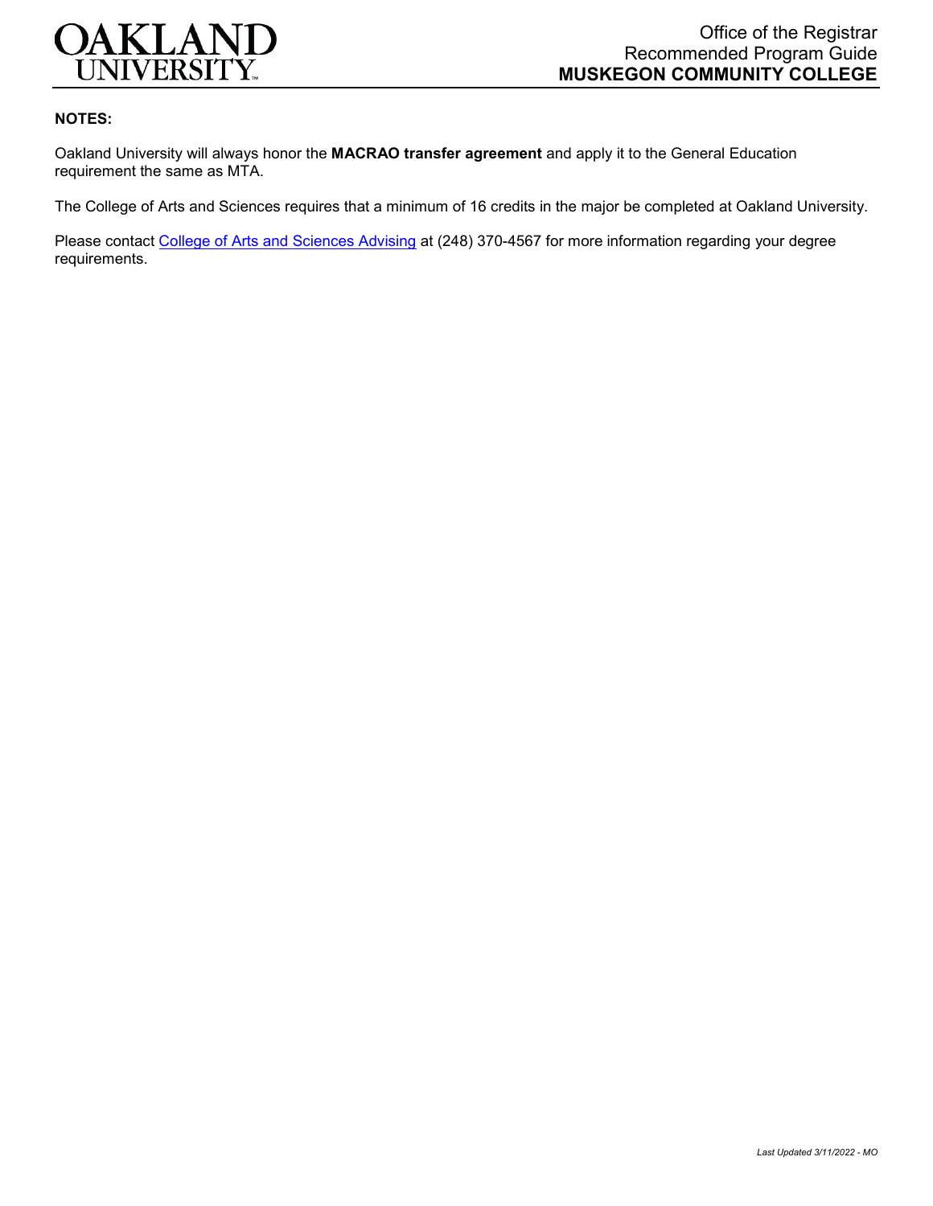**NOTES:**

Oakland University will always honor the **MACRAO transfer agreement** and apply it to the General Education requirement the same as MTA.

The College of Arts and Sciences requires that a minimum of 16 credits in the major be completed at Oakland University.

Please contact College of Arts and Sciences Advising at (248) 370-4567 for more information regarding your degree requirements.

*Last Updated 3/11/2022 - MO*